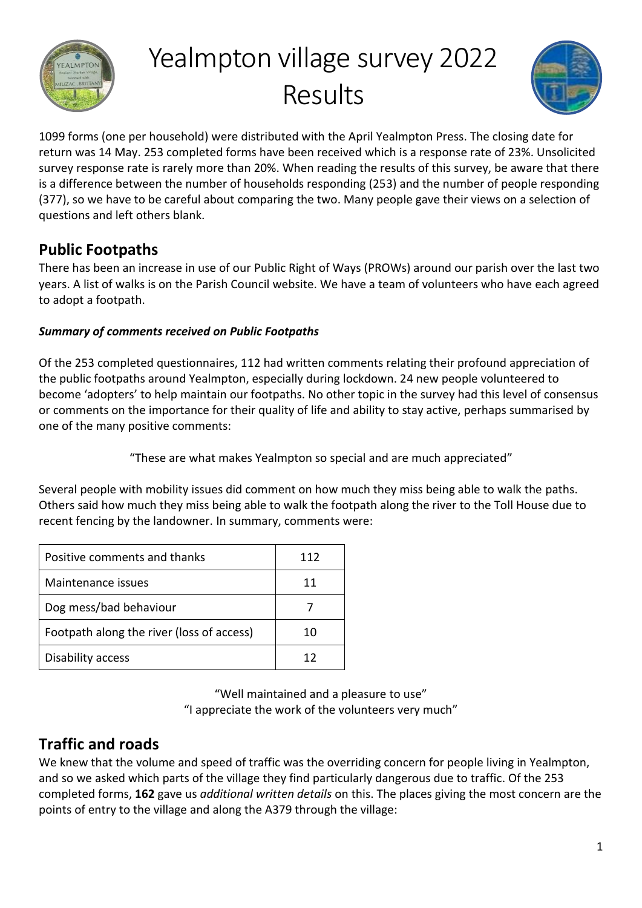# Yealmpton village survey 2022 Results

1099 forms (one per household) were distributed with the April Yealmpton Press. The closing date for return was 14 May. 253 completed forms have been received which is a response rate of 23%. Unsolicited survey response rate is rarely more than 20%. When reading the results of this survey, be aware that there is a difference between the number of households responding (253) and the number of people responding (377), so we have to be careful about comparing the two. Many people gave their views on a selection of questions and left others blank.

## Public Footpaths

There has been an increase in use of our Public Right of Ways (PROWs) around our parish over the last two years. A list of walks is on the Parish Council website. We have a team of volunteers who have each agreed to adopt a footpath.

***Summary of comments received on Public Footpaths***

Of the 253 completed questionnaires, 112 had written comments relating their profound appreciation of the public footpaths around Yealmpton, especially during lockdown. 24 new people volunteered to become 'adopters' to help maintain our footpaths. No other topic in the survey had this level of consensus or comments on the importance for their quality of life and ability to stay active, perhaps summarised by one of the many positive comments:

"These are what makes Yealmpton so special and are much appreciated"

Several people with mobility issues did comment on how much they miss being able to walk the paths. Others said how much they miss being able to walk the footpath along the river to the Toll House due to recent fencing by the landowner. In summary, comments were:

| Comment | Count |
|---|---|
| Positive comments and thanks | 112 |
| Maintenance issues | 11 |
| Dog mess/bad behaviour | 7 |
| Footpath along the river (loss of access) | 10 |
| Disability access | 12 |

"Well maintained and a pleasure to use"
"I appreciate the work of the volunteers very much"

## Traffic and roads

We knew that the volume and speed of traffic was the overriding concern for people living in Yealmpton, and so we asked which parts of the village they find particularly dangerous due to traffic. Of the 253 completed forms, **162** gave us *additional written details* on this. The places giving the most concern are the points of entry to the village and along the A379 through the village: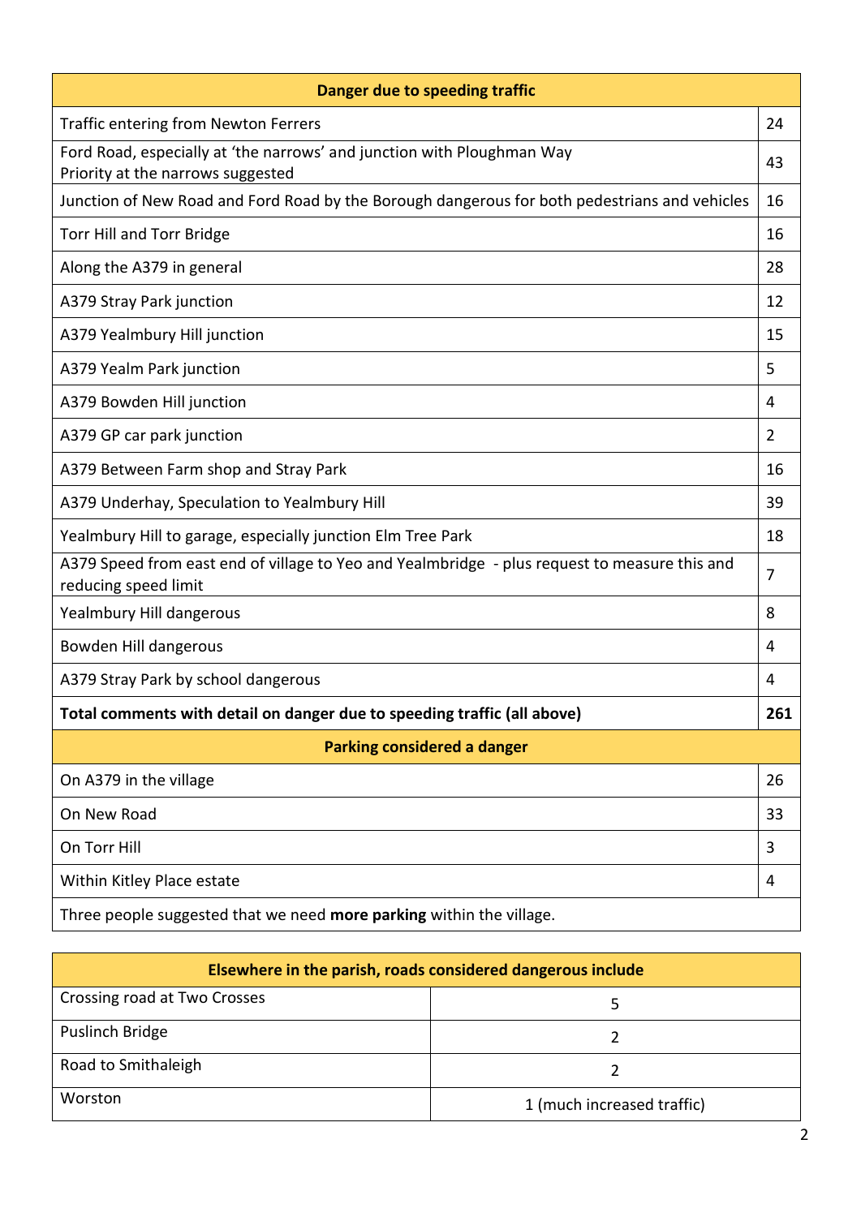| Danger due to speeding traffic | |
|---|---|
| Traffic entering from Newton Ferrers | 24 |
| Ford Road, especially at 'the narrows' and junction with Ploughman Way<br>Priority at the narrows suggested | 43 |
| Junction of New Road and Ford Road by the Borough dangerous for both pedestrians and vehicles | 16 |
| Torr Hill and Torr Bridge | 16 |
| Along the A379 in general | 28 |
| A379 Stray Park junction | 12 |
| A379 Yealmbury Hill junction | 15 |
| A379 Yealm Park junction | 5 |
| A379 Bowden Hill junction | 4 |
| A379 GP car park junction | 2 |
| A379 Between Farm shop and Stray Park | 16 |
| A379 Underhay, Speculation to Yealmbury Hill | 39 |
| Yealmbury Hill to garage, especially junction Elm Tree Park | 18 |
| A379 Speed from east end of village to Yeo and Yealmbridge - plus request to measure this and reducing speed limit | 7 |
| Yealmbury Hill dangerous | 8 |
| Bowden Hill dangerous | 4 |
| A379 Stray Park by school dangerous | 4 |
| **Total comments with detail on danger due to speeding traffic (all above)** | **261** |
| **Parking considered a danger** | |
| On A379 in the village | 26 |
| On New Road | 33 |
| On Torr Hill | 3 |
| Within Kitley Place estate | 4 |
| Three people suggested that we need **more parking** within the village. | |

| Elsewhere in the parish, roads considered dangerous include | |
|---|---|
| Crossing road at Two Crosses | 5 |
| Puslinch Bridge | 2 |
| Road to Smithaleigh | 2 |
| Worston | 1 (much increased traffic) |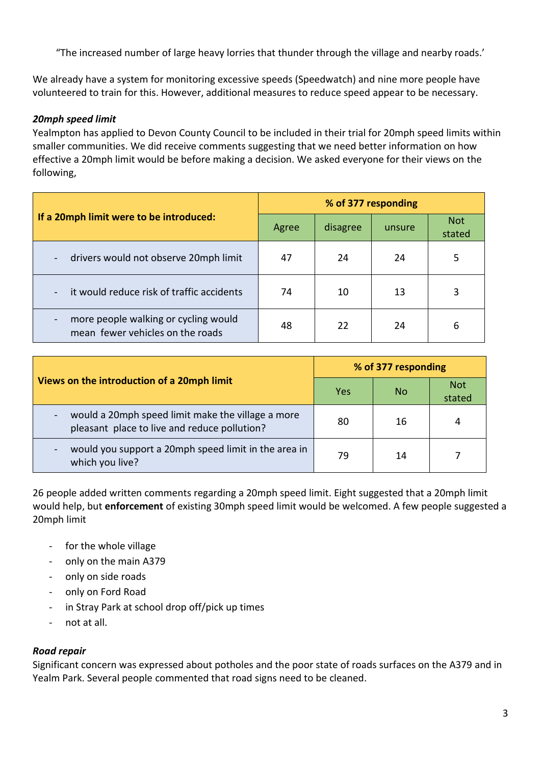"The increased number of large heavy lorries that thunder through the village and nearby roads.'

We already have a system for monitoring excessive speeds (Speedwatch) and nine more people have volunteered to train for this. However, additional measures to reduce speed appear to be necessary.

***20mph speed limit***

Yealmpton has applied to Devon County Council to be included in their trial for 20mph speed limits within smaller communities. We did receive comments suggesting that we need better information on how effective a 20mph limit would be before making a decision. We asked everyone for their views on the following,

| **If a 20mph limit were to be introduced:** | **% of 377 responding** | | | |
|---|---|---|---|---|
| | Agree | disagree | unsure | Not stated |
| - drivers would not observe 20mph limit | 47 | 24 | 24 | 5 |
| - it would reduce risk of traffic accidents | 74 | 10 | 13 | 3 |
| - more people walking or cycling would mean fewer vehicles on the roads | 48 | 22 | 24 | 6 |

| **Views on the introduction of a 20mph limit** | **% of 377 responding** | | |
|---|---|---|---|
| | Yes | No | Not stated |
| - would a 20mph speed limit make the village a more pleasant place to live and reduce pollution? | 80 | 16 | 4 |
| - would you support a 20mph speed limit in the area in which you live? | 79 | 14 | 7 |

26 people added written comments regarding a 20mph speed limit. Eight suggested that a 20mph limit would help, but **enforcement** of existing 30mph speed limit would be welcomed. A few people suggested a 20mph limit

- for the whole village
- only on the main A379
- only on side roads
- only on Ford Road
- in Stray Park at school drop off/pick up times
- not at all.

***Road repair***

Significant concern was expressed about potholes and the poor state of roads surfaces on the A379 and in Yealm Park. Several people commented that road signs need to be cleaned.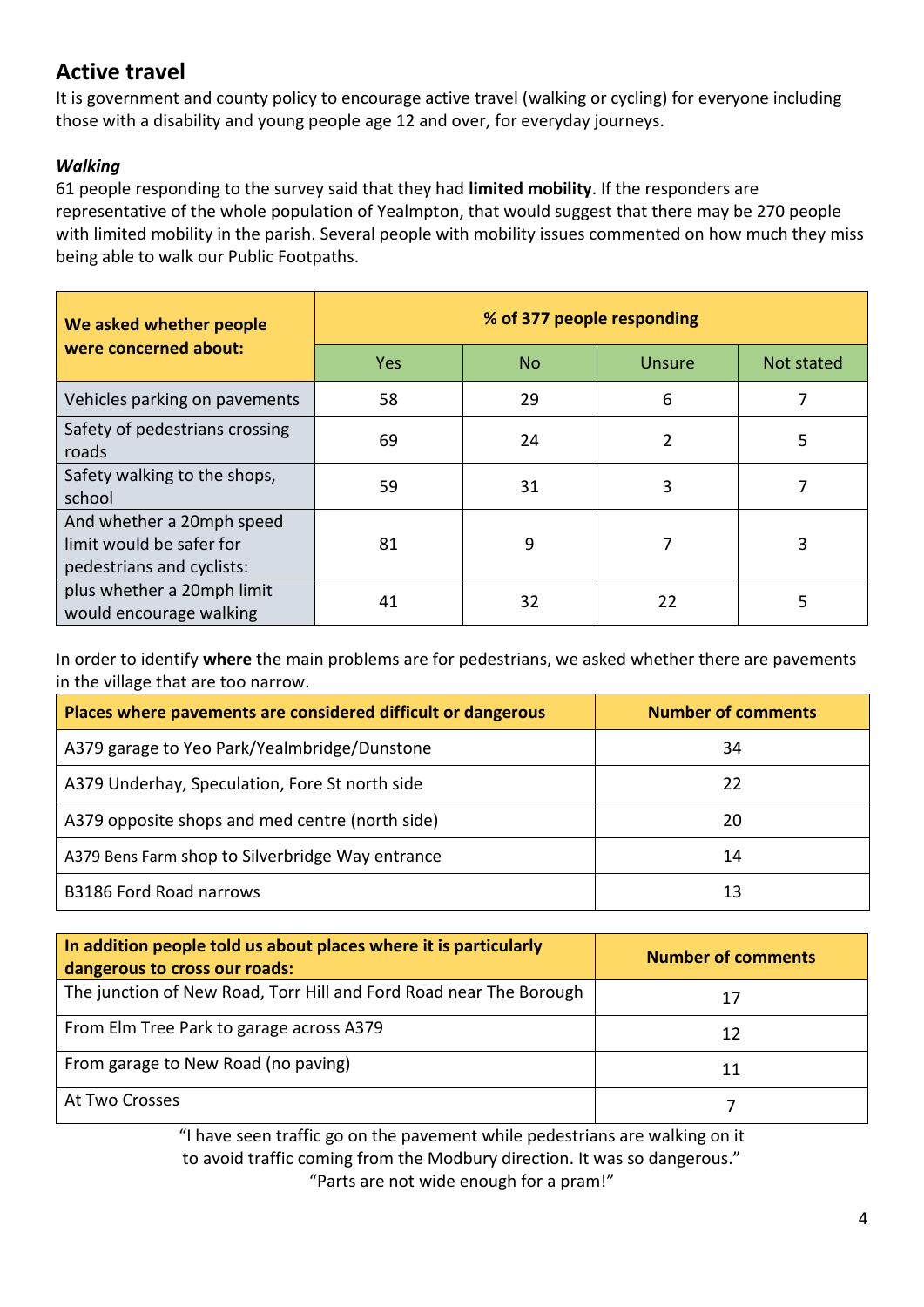## Active travel

It is government and county policy to encourage active travel (walking or cycling) for everyone including those with a disability and young people age 12 and over, for everyday journeys.

### *Walking*

61 people responding to the survey said that they had **limited mobility**. If the responders are representative of the whole population of Yealmpton, that would suggest that there may be 270 people with limited mobility in the parish. Several people with mobility issues commented on how much they miss being able to walk our Public Footpaths.

| We asked whether people were concerned about: | % of 377 people responding | | | |
|---|---|---|---|---|
| | Yes | No | Unsure | Not stated |
| Vehicles parking on pavements | 58 | 29 | 6 | 7 |
| Safety of pedestrians crossing roads | 69 | 24 | 2 | 5 |
| Safety walking to the shops, school | 59 | 31 | 3 | 7 |
| And whether a 20mph speed limit would be safer for pedestrians and cyclists: | 81 | 9 | 7 | 3 |
| plus whether a 20mph limit would encourage walking | 41 | 32 | 22 | 5 |

In order to identify **where** the main problems are for pedestrians, we asked whether there are pavements in the village that are too narrow.

| Places where pavements are considered difficult or dangerous | Number of comments |
|---|---|
| A379 garage to Yeo Park/Yealmbridge/Dunstone | 34 |
| A379 Underhay, Speculation, Fore St north side | 22 |
| A379 opposite shops and med centre (north side) | 20 |
| A379 Bens Farm shop to Silverbridge Way entrance | 14 |
| B3186 Ford Road narrows | 13 |

| In addition people told us about places where it is particularly dangerous to cross our roads: | Number of comments |
|---|---|
| The junction of New Road, Torr Hill and Ford Road near The Borough | 17 |
| From Elm Tree Park to garage across A379 | 12 |
| From garage to New Road (no paving) | 11 |
| At Two Crosses | 7 |

"I have seen traffic go on the pavement while pedestrians are walking on it to avoid traffic coming from the Modbury direction. It was so dangerous."

"Parts are not wide enough for a pram!"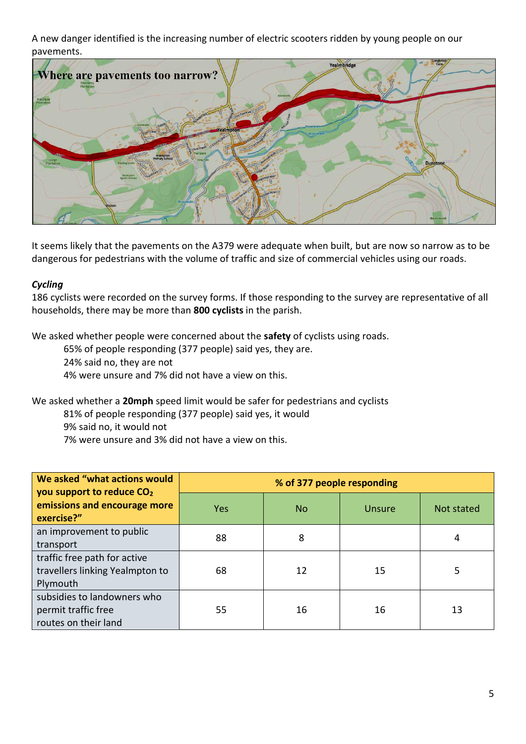A new danger identified is the increasing number of electric scooters ridden by young people on our pavements.

It seems likely that the pavements on the A379 were adequate when built, but are now so narrow as to be dangerous for pedestrians with the volume of traffic and size of commercial vehicles using our roads.

***Cycling***

186 cyclists were recorded on the survey forms. If those responding to the survey are representative of all households, there may be more than **800 cyclists** in the parish.

We asked whether people were concerned about the **safety** of cyclists using roads.

65% of people responding (377 people) said yes, they are.
24% said no, they are not
4% were unsure and 7% did not have a view on this.

We asked whether a **20mph** speed limit would be safer for pedestrians and cyclists

81% of people responding (377 people) said yes, it would
9% said no, it would not
7% were unsure and 3% did not have a view on this.

| We asked "what actions would you support to reduce $CO_2$ emissions and encourage more exercise?" | % of 377 people responding | | | |
|---|---|---|---|---|
| | Yes | No | Unsure | Not stated |
| an improvement to public transport | 88 | 8 | | 4 |
| traffic free path for active travellers linking Yealmpton to Plymouth | 68 | 12 | 15 | 5 |
| subsidies to landowners who permit traffic free routes on their land | 55 | 16 | 16 | 13 |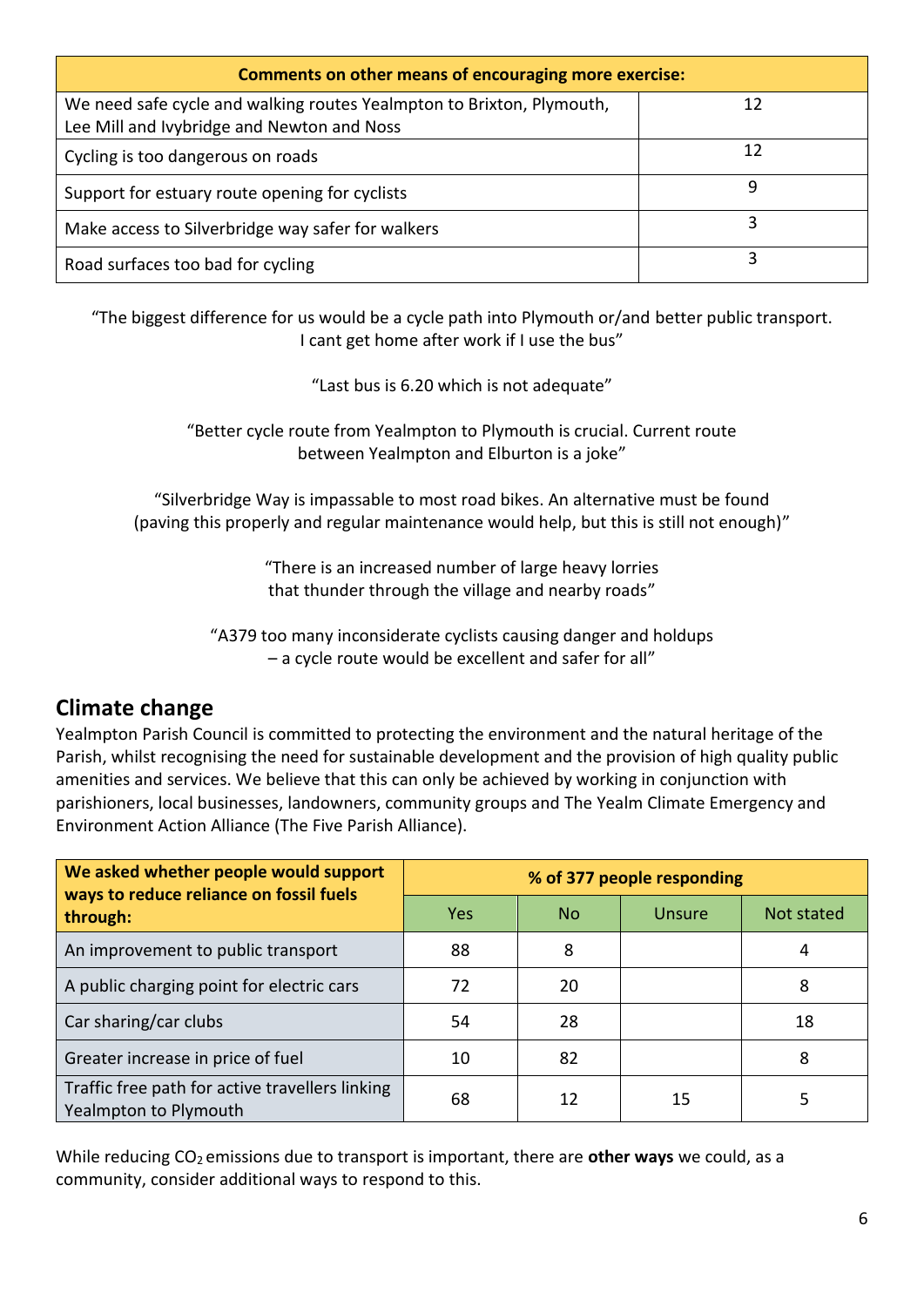| Comments on other means of encouraging more exercise: | |
|---|---|
| We need safe cycle and walking routes Yealmpton to Brixton, Plymouth, Lee Mill and Ivybridge and Newton and Noss | 12 |
| Cycling is too dangerous on roads | 12 |
| Support for estuary route opening for cyclists | 9 |
| Make access to Silverbridge way safer for walkers | 3 |
| Road surfaces too bad for cycling | 3 |

"The biggest difference for us would be a cycle path into Plymouth or/and better public transport. I cant get home after work if I use the bus"

"Last bus is 6.20 which is not adequate"

"Better cycle route from Yealmpton to Plymouth is crucial. Current route between Yealmpton and Elburton is a joke"

"Silverbridge Way is impassable to most road bikes. An alternative must be found (paving this properly and regular maintenance would help, but this is still not enough)"

"There is an increased number of large heavy lorries that thunder through the village and nearby roads"

"A379 too many inconsiderate cyclists causing danger and holdups – a cycle route would be excellent and safer for all"

## Climate change

Yealmpton Parish Council is committed to protecting the environment and the natural heritage of the Parish, whilst recognising the need for sustainable development and the provision of high quality public amenities and services. We believe that this can only be achieved by working in conjunction with parishioners, local businesses, landowners, community groups and The Yealm Climate Emergency and Environment Action Alliance (The Five Parish Alliance).

| We asked whether people would support ways to reduce reliance on fossil fuels through: | % of 377 people responding | | | |
|---|---|---|---|---|
| | Yes | No | Unsure | Not stated |
| An improvement to public transport | 88 | 8 | | 4 |
| A public charging point for electric cars | 72 | 20 | | 8 |
| Car sharing/car clubs | 54 | 28 | | 18 |
| Greater increase in price of fuel | 10 | 82 | | 8 |
| Traffic free path for active travellers linking Yealmpton to Plymouth | 68 | 12 | 15 | 5 |

While reducing $CO_2$ emissions due to transport is important, there are **other ways** we could, as a community, consider additional ways to respond to this.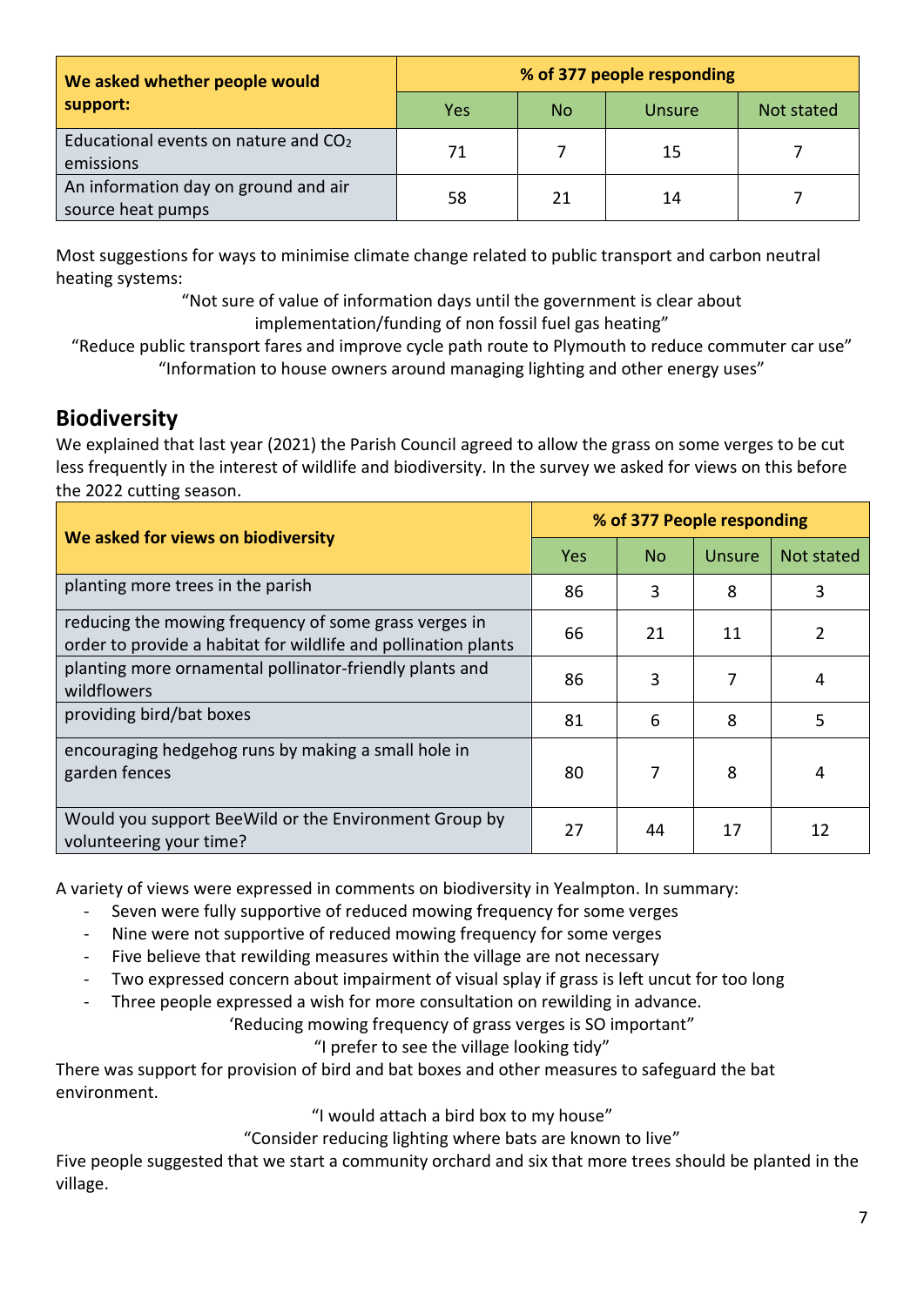| We asked whether people would support: | % of 377 people responding | | | |
|---|---|---|---|---|
| | Yes | No | Unsure | Not stated |
| Educational events on nature and $CO_2$ emissions | 71 | 7 | 15 | 7 |
| An information day on ground and air source heat pumps | 58 | 21 | 14 | 7 |

Most suggestions for ways to minimise climate change related to public transport and carbon neutral heating systems:

"Not sure of value of information days until the government is clear about implementation/funding of non fossil fuel gas heating"

"Reduce public transport fares and improve cycle path route to Plymouth to reduce commuter car use"

"Information to house owners around managing lighting and other energy uses"

## Biodiversity

We explained that last year (2021) the Parish Council agreed to allow the grass on some verges to be cut less frequently in the interest of wildlife and biodiversity. In the survey we asked for views on this before the 2022 cutting season.

| We asked for views on biodiversity | % of 377 People responding | | | |
|---|---|---|---|---|
| | Yes | No | Unsure | Not stated |
| planting more trees in the parish | 86 | 3 | 8 | 3 |
| reducing the mowing frequency of some grass verges in order to provide a habitat for wildlife and pollination plants | 66 | 21 | 11 | 2 |
| planting more ornamental pollinator-friendly plants and wildflowers | 86 | 3 | 7 | 4 |
| providing bird/bat boxes | 81 | 6 | 8 | 5 |
| encouraging hedgehog runs by making a small hole in garden fences | 80 | 7 | 8 | 4 |
| Would you support BeeWild or the Environment Group by volunteering your time? | 27 | 44 | 17 | 12 |

A variety of views were expressed in comments on biodiversity in Yealmpton. In summary:

- Seven were fully supportive of reduced mowing frequency for some verges
- Nine were not supportive of reduced mowing frequency for some verges
- Five believe that rewilding measures within the village are not necessary
- Two expressed concern about impairment of visual splay if grass is left uncut for too long
- Three people expressed a wish for more consultation on rewilding in advance.

'Reducing mowing frequency of grass verges is SO important"

"I prefer to see the village looking tidy"

There was support for provision of bird and bat boxes and other measures to safeguard the bat environment.

"I would attach a bird box to my house"

"Consider reducing lighting where bats are known to live"

Five people suggested that we start a community orchard and six that more trees should be planted in the village.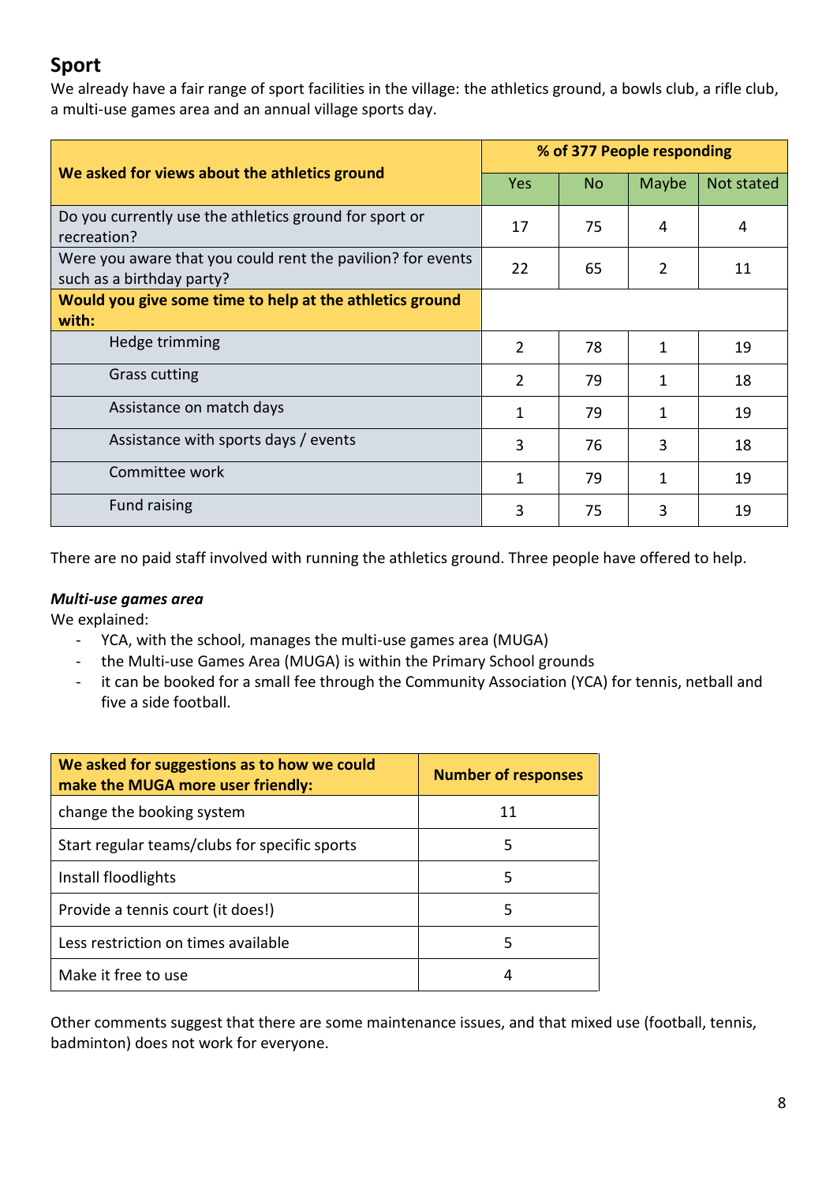## Sport

We already have a fair range of sport facilities in the village: the athletics ground, a bowls club, a rifle club, a multi-use games area and an annual village sports day.

| We asked for views about the athletics ground | % of 377 People responding | | | |
|---|---|---|---|---|
| | Yes | No | Maybe | Not stated |
| Do you currently use the athletics ground for sport or recreation? | 17 | 75 | 4 | 4 |
| Were you aware that you could rent the pavilion? for events such as a birthday party? | 22 | 65 | 2 | 11 |
| **Would you give some time to help at the athletics ground with:** | | | | |
| Hedge trimming | 2 | 78 | 1 | 19 |
| Grass cutting | 2 | 79 | 1 | 18 |
| Assistance on match days | 1 | 79 | 1 | 19 |
| Assistance with sports days / events | 3 | 76 | 3 | 18 |
| Committee work | 1 | 79 | 1 | 19 |
| Fund raising | 3 | 75 | 3 | 19 |

There are no paid staff involved with running the athletics ground. Three people have offered to help.

***Multi-use games area***

We explained:

- YCA, with the school, manages the multi-use games area (MUGA)
- the Multi-use Games Area (MUGA) is within the Primary School grounds
- it can be booked for a small fee through the Community Association (YCA) for tennis, netball and five a side football.

| We asked for suggestions as to how we could make the MUGA more user friendly: | Number of responses |
|---|---|
| change the booking system | 11 |
| Start regular teams/clubs for specific sports | 5 |
| Install floodlights | 5 |
| Provide a tennis court (it does!) | 5 |
| Less restriction on times available | 5 |
| Make it free to use | 4 |

Other comments suggest that there are some maintenance issues, and that mixed use (football, tennis, badminton) does not work for everyone.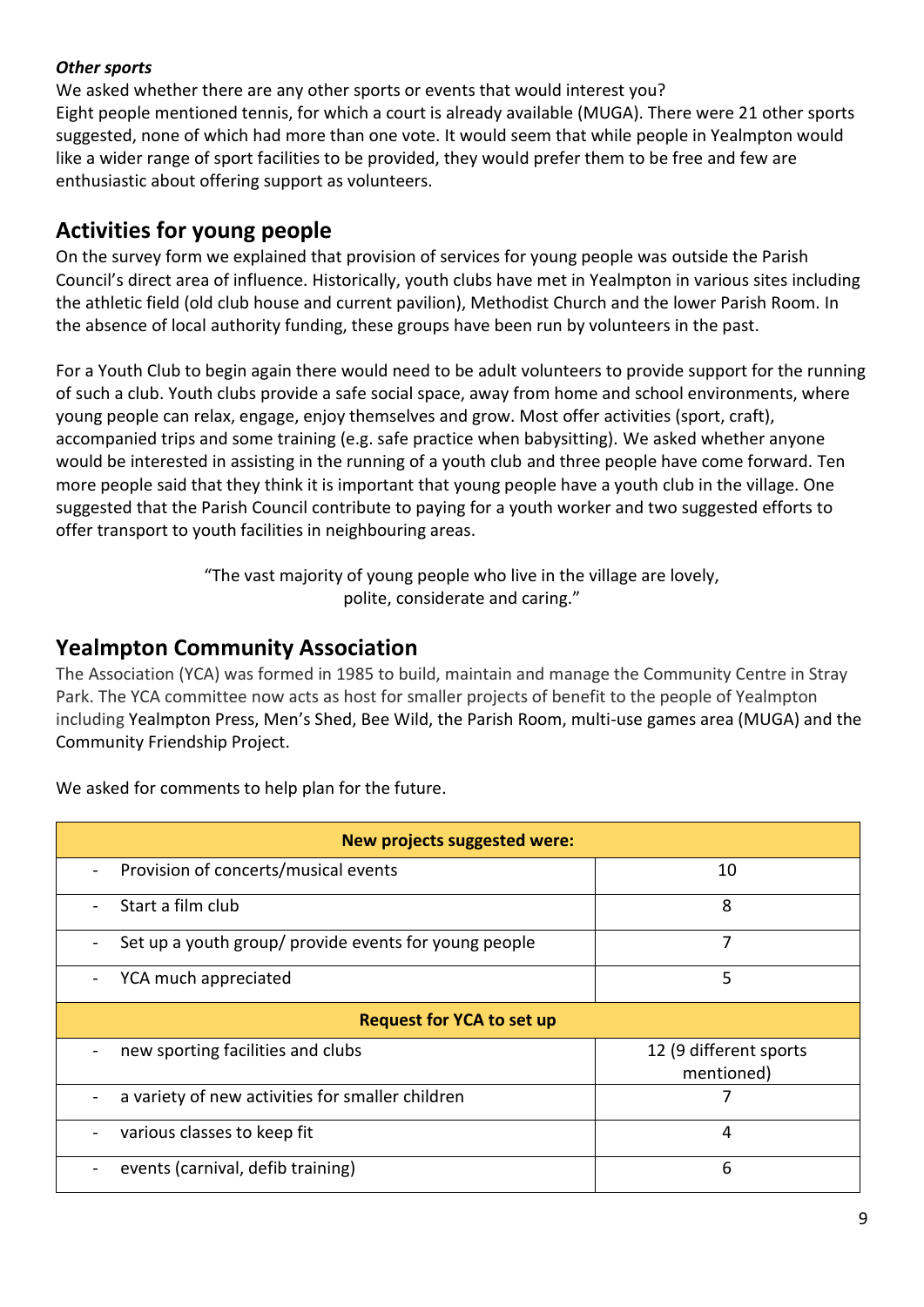***Other sports***

We asked whether there are any other sports or events that would interest you?
Eight people mentioned tennis, for which a court is already available (MUGA). There were 21 other sports suggested, none of which had more than one vote. It would seem that while people in Yealmpton would like a wider range of sport facilities to be provided, they would prefer them to be free and few are enthusiastic about offering support as volunteers.

## Activities for young people

On the survey form we explained that provision of services for young people was outside the Parish Council's direct area of influence. Historically, youth clubs have met in Yealmpton in various sites including the athletic field (old club house and current pavilion), Methodist Church and the lower Parish Room. In the absence of local authority funding, these groups have been run by volunteers in the past.

For a Youth Club to begin again there would need to be adult volunteers to provide support for the running of such a club. Youth clubs provide a safe social space, away from home and school environments, where young people can relax, engage, enjoy themselves and grow. Most offer activities (sport, craft), accompanied trips and some training (e.g. safe practice when babysitting). We asked whether anyone would be interested in assisting in the running of a youth club and three people have come forward. Ten more people said that they think it is important that young people have a youth club in the village. One suggested that the Parish Council contribute to paying for a youth worker and two suggested efforts to offer transport to youth facilities in neighbouring areas.

"The vast majority of young people who live in the village are lovely, polite, considerate and caring."

## Yealmpton Community Association

The Association (YCA) was formed in 1985 to build, maintain and manage the Community Centre in Stray Park. The YCA committee now acts as host for smaller projects of benefit to the people of Yealmpton including Yealmpton Press, Men's Shed, Bee Wild, the Parish Room, multi-use games area (MUGA) and the Community Friendship Project.

We asked for comments to help plan for the future.

| **New projects suggested were:** | |
|---|---|
| - Provision of concerts/musical events | 10 |
| - Start a film club | 8 |
| - Set up a youth group/ provide events for young people | 7 |
| - YCA much appreciated | 5 |
| **Request for YCA to set up** | |
| - new sporting facilities and clubs | 12 (9 different sports mentioned) |
| - a variety of new activities for smaller children | 7 |
| - various classes to keep fit | 4 |
| - events (carnival, defib training) | 6 |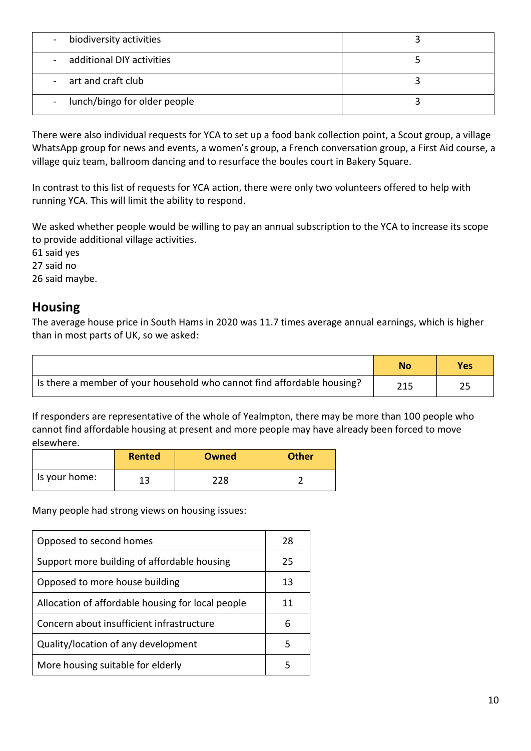| | |
|---|---|
| - biodiversity activities | 3 |
| - additional DIY activities | 5 |
| - art and craft club | 3 |
| - lunch/bingo for older people | 3 |

There were also individual requests for YCA to set up a food bank collection point, a Scout group, a village WhatsApp group for news and events, a women's group, a French conversation group, a First Aid course, a village quiz team, ballroom dancing and to resurface the boules court in Bakery Square.

In contrast to this list of requests for YCA action, there were only two volunteers offered to help with running YCA. This will limit the ability to respond.

We asked whether people would be willing to pay an annual subscription to the YCA to increase its scope to provide additional village activities.
61 said yes
27 said no
26 said maybe.

## Housing

The average house price in South Hams in 2020 was 11.7 times average annual earnings, which is higher than in most parts of UK, so we asked:

| | No | Yes |
|---|---|---|
| Is there a member of your household who cannot find affordable housing? | 215 | 25 |

If responders are representative of the whole of Yealmpton, there may be more than 100 people who cannot find affordable housing at present and more people may have already been forced to move elsewhere.

| | Rented | Owned | Other |
|---|---|---|---|
| Is your home: | 13 | 228 | 2 |

Many people had strong views on housing issues:

| | |
|---|---|
| Opposed to second homes | 28 |
| Support more building of affordable housing | 25 |
| Opposed to more house building | 13 |
| Allocation of affordable housing for local people | 11 |
| Concern about insufficient infrastructure | 6 |
| Quality/location of any development | 5 |
| More housing suitable for elderly | 5 |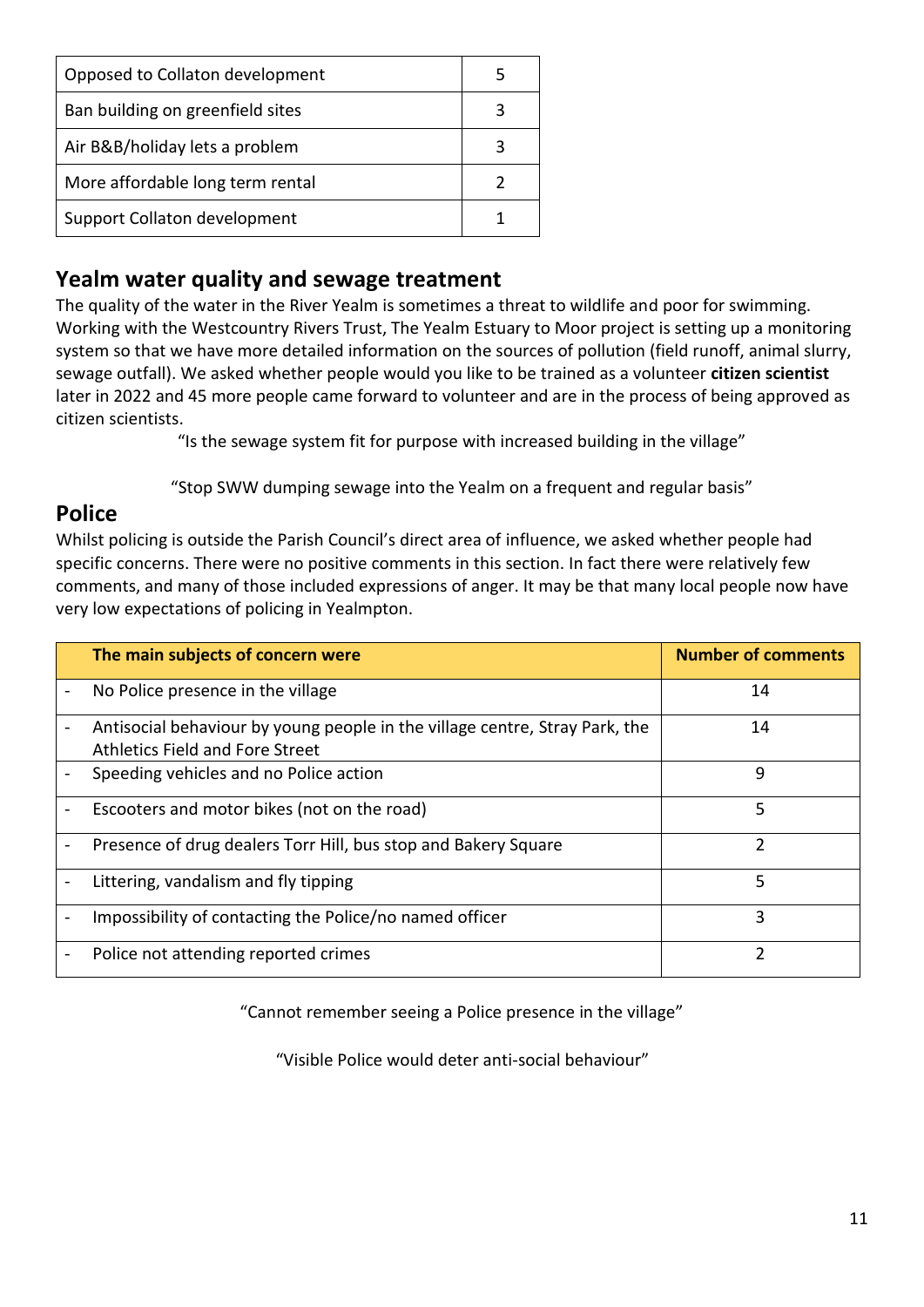| Opposed to Collaton development | 5 |
|---|---|
| Ban building on greenfield sites | 3 |
| Air B&B/holiday lets a problem | 3 |
| More affordable long term rental | 2 |
| Support Collaton development | 1 |

## Yealm water quality and sewage treatment

The quality of the water in the River Yealm is sometimes a threat to wildlife and poor for swimming. Working with the Westcountry Rivers Trust, The Yealm Estuary to Moor project is setting up a monitoring system so that we have more detailed information on the sources of pollution (field runoff, animal slurry, sewage outfall). We asked whether people would you like to be trained as a volunteer **citizen scientist** later in 2022 and 45 more people came forward to volunteer and are in the process of being approved as citizen scientists.

"Is the sewage system fit for purpose with increased building in the village"

"Stop SWW dumping sewage into the Yealm on a frequent and regular basis"

## Police

Whilst policing is outside the Parish Council's direct area of influence, we asked whether people had specific concerns. There were no positive comments in this section. In fact there were relatively few comments, and many of those included expressions of anger. It may be that many local people now have very low expectations of policing in Yealmpton.

| The main subjects of concern were | Number of comments |
|---|---|
| - No Police presence in the village | 14 |
| - Antisocial behaviour by young people in the village centre, Stray Park, the Athletics Field and Fore Street | 14 |
| - Speeding vehicles and no Police action | 9 |
| - Escooters and motor bikes (not on the road) | 5 |
| - Presence of drug dealers Torr Hill, bus stop and Bakery Square | 2 |
| - Littering, vandalism and fly tipping | 5 |
| - Impossibility of contacting the Police/no named officer | 3 |
| - Police not attending reported crimes | 2 |

"Cannot remember seeing a Police presence in the village"

"Visible Police would deter anti-social behaviour"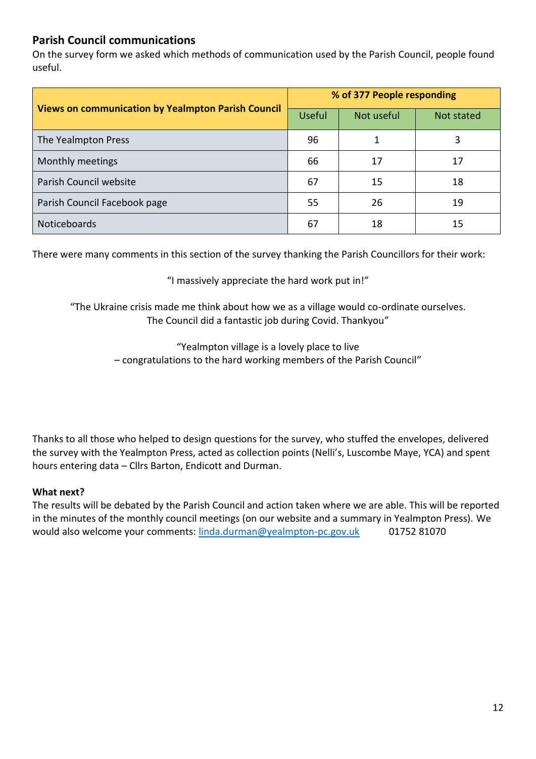## Parish Council communications

On the survey form we asked which methods of communication used by the Parish Council, people found useful.

| Views on communication by Yealmpton Parish Council | % of 377 People responding | | |
|---|---|---|---|
| | Useful | Not useful | Not stated |
| The Yealmpton Press | 96 | 1 | 3 |
| Monthly meetings | 66 | 17 | 17 |
| Parish Council website | 67 | 15 | 18 |
| Parish Council Facebook page | 55 | 26 | 19 |
| Noticeboards | 67 | 18 | 15 |

There were many comments in this section of the survey thanking the Parish Councillors for their work:

"I massively appreciate the hard work put in!"

"The Ukraine crisis made me think about how we as a village would co-ordinate ourselves. The Council did a fantastic job during Covid. Thankyou"

"Yealmpton village is a lovely place to live – congratulations to the hard working members of the Parish Council"

Thanks to all those who helped to design questions for the survey, who stuffed the envelopes, delivered the survey with the Yealmpton Press, acted as collection points (Nelli's, Luscombe Maye, YCA) and spent hours entering data – Cllrs Barton, Endicott and Durman.

**What next?**

The results will be debated by the Parish Council and action taken where we are able. This will be reported in the minutes of the monthly council meetings (on our website and a summary in Yealmpton Press). We would also welcome your comments: [linda.durman@yealmpton-pc.gov.uk](mailto:linda.durman@yealmpton-pc.gov.uk) 01752 81070